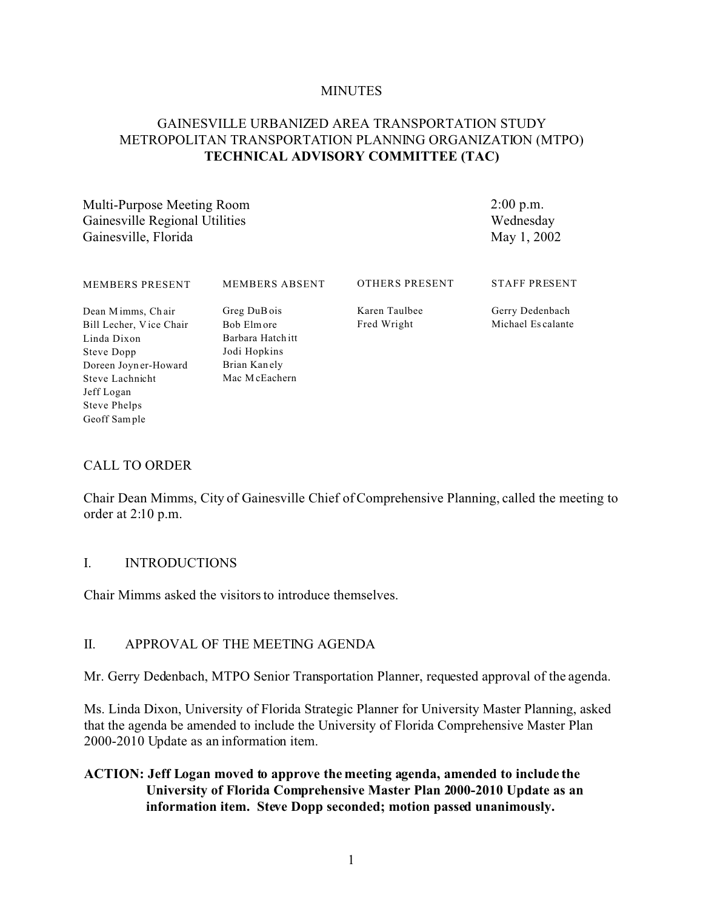MINUTES

# GAINESVILLE URBANIZED AREA TRANSPORTATION STUDY
# METROPOLITAN TRANSPORTATION PLANNING ORGANIZATION (MTPO)
# **TECHNICAL ADVISORY COMMITTEE (TAC)**

| | |
|---|---|
| Multi-Purpose Meeting Room | 2:00 p.m. |
| Gainesville Regional Utilities | Wednesday |
| Gainesville, Florida | May 1, 2002 |

| MEMBERS PRESENT | MEMBERS ABSENT | OTHERS PRESENT | STAFF PRESENT |
|---|---|---|---|
| Dean Mimms, Chair | Greg DuBois | Karen Taulbee | Gerry Dedenbach |
| Bill Lecher, Vice Chair | Bob Elmore | Fred Wright | Michael Escalante |
| Linda Dixon | Barbara Hatchitt | | |
| Steve Dopp | Jodi Hopkins | | |
| Doreen Joyner-Howard | Brian Kanely | | |
| Steve Lachnicht | Mac McEachern | | |
| Jeff Logan | | | |
| Steve Phelps | | | |
| Geoff Sample | | | |

## CALL TO ORDER

Chair Dean Mimms, City of Gainesville Chief of Comprehensive Planning, called the meeting to order at 2:10 p.m.

## I. INTRODUCTIONS

Chair Mimms asked the visitors to introduce themselves.

## II. APPROVAL OF THE MEETING AGENDA

Mr. Gerry Dedenbach, MTPO Senior Transportation Planner, requested approval of the agenda.

Ms. Linda Dixon, University of Florida Strategic Planner for University Master Planning, asked that the agenda be amended to include the University of Florida Comprehensive Master Plan 2000-2010 Update as an information item.

**ACTION: Jeff Logan moved to approve the meeting agenda, amended to include the University of Florida Comprehensive Master Plan 2000-2010 Update as an information item. Steve Dopp seconded; motion passed unanimously.**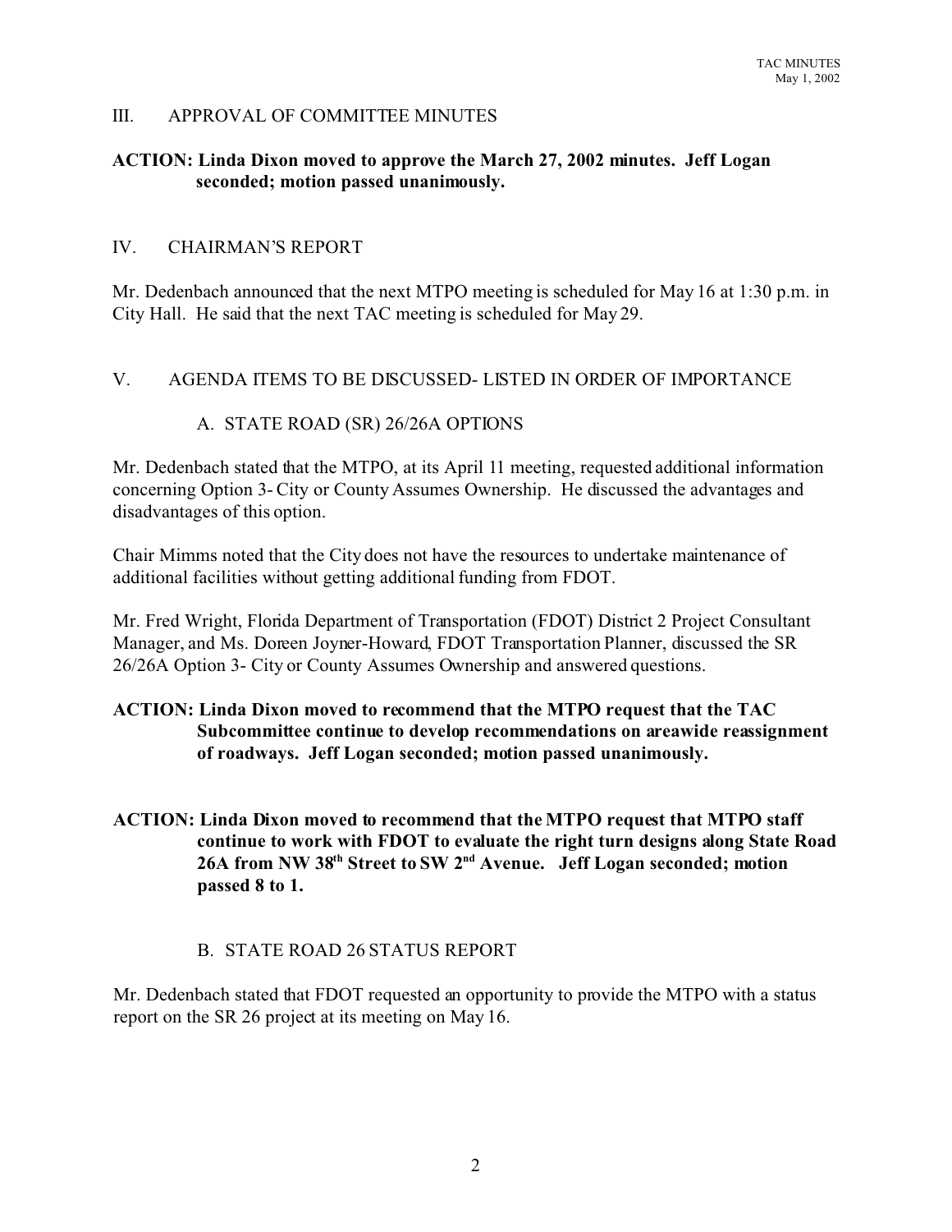## III. APPROVAL OF COMMITTEE MINUTES

**ACTION: Linda Dixon moved to approve the March 27, 2002 minutes. Jeff Logan seconded; motion passed unanimously.**

## IV. CHAIRMAN'S REPORT

Mr. Dedenbach announced that the next MTPO meeting is scheduled for May 16 at 1:30 p.m. in City Hall. He said that the next TAC meeting is scheduled for May 29.

## V. AGENDA ITEMS TO BE DISCUSSED- LISTED IN ORDER OF IMPORTANCE

### A. STATE ROAD (SR) 26/26A OPTIONS

Mr. Dedenbach stated that the MTPO, at its April 11 meeting, requested additional information concerning Option 3- City or County Assumes Ownership. He discussed the advantages and disadvantages of this option.

Chair Mimms noted that the City does not have the resources to undertake maintenance of additional facilities without getting additional funding from FDOT.

Mr. Fred Wright, Florida Department of Transportation (FDOT) District 2 Project Consultant Manager, and Ms. Doreen Joyner-Howard, FDOT Transportation Planner, discussed the SR 26/26A Option 3- City or County Assumes Ownership and answered questions.

**ACTION: Linda Dixon moved to recommend that the MTPO request that the TAC Subcommittee continue to develop recommendations on areawide reassignment of roadways. Jeff Logan seconded; motion passed unanimously.**

**ACTION: Linda Dixon moved to recommend that the MTPO request that MTPO staff continue to work with FDOT to evaluate the right turn designs along State Road 26A from NW 38th Street to SW 2nd Avenue. Jeff Logan seconded; motion passed 8 to 1.**

### B. STATE ROAD 26 STATUS REPORT

Mr. Dedenbach stated that FDOT requested an opportunity to provide the MTPO with a status report on the SR 26 project at its meeting on May 16.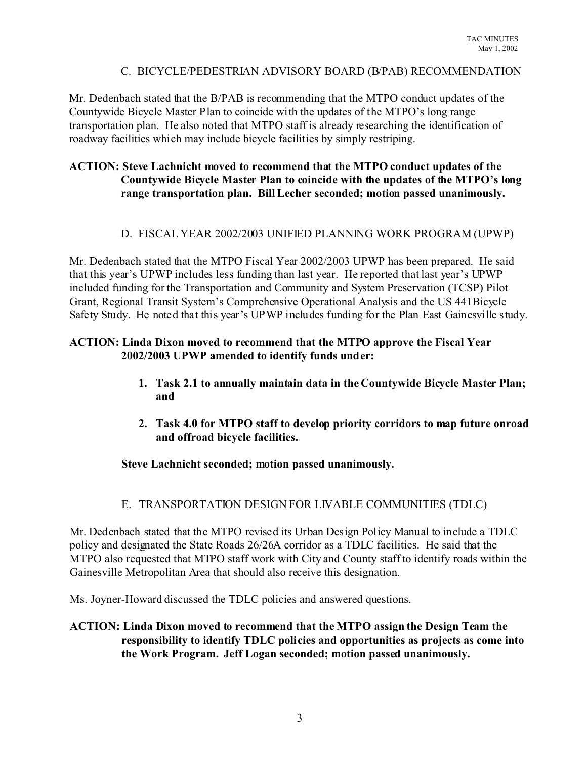### C. BICYCLE/PEDESTRIAN ADVISORY BOARD (B/PAB) RECOMMENDATION

Mr. Dedenbach stated that the B/PAB is recommending that the MTPO conduct updates of the Countywide Bicycle Master Plan to coincide with the updates of the MTPO's long range transportation plan. He also noted that MTPO staff is already researching the identification of roadway facilities which may include bicycle facilities by simply restriping.

**ACTION: Steve Lachnicht moved to recommend that the MTPO conduct updates of the Countywide Bicycle Master Plan to coincide with the updates of the MTPO's long range transportation plan. Bill Lecher seconded; motion passed unanimously.**

### D. FISCAL YEAR 2002/2003 UNIFIED PLANNING WORK PROGRAM (UPWP)

Mr. Dedenbach stated that the MTPO Fiscal Year 2002/2003 UPWP has been prepared. He said that this year's UPWP includes less funding than last year. He reported that last year's UPWP included funding for the Transportation and Community and System Preservation (TCSP) Pilot Grant, Regional Transit System's Comprehensive Operational Analysis and the US 441Bicycle Safety Study. He noted that this year's UPWP includes funding for the Plan East Gainesville study.

**ACTION: Linda Dixon moved to recommend that the MTPO approve the Fiscal Year 2002/2003 UPWP amended to identify funds under:**

1. **Task 2.1 to annually maintain data in the Countywide Bicycle Master Plan; and**
2. **Task 4.0 for MTPO staff to develop priority corridors to map future onroad and offroad bicycle facilities.**

**Steve Lachnicht seconded; motion passed unanimously.**

### E. TRANSPORTATION DESIGN FOR LIVABLE COMMUNITIES (TDLC)

Mr. Dedenbach stated that the MTPO revised its Urban Design Policy Manual to include a TDLC policy and designated the State Roads 26/26A corridor as a TDLC facilities. He said that the MTPO also requested that MTPO staff work with City and County staff to identify roads within the Gainesville Metropolitan Area that should also receive this designation.

Ms. Joyner-Howard discussed the TDLC policies and answered questions.

**ACTION: Linda Dixon moved to recommend that the MTPO assign the Design Team the responsibility to identify TDLC policies and opportunities as projects as come into the Work Program. Jeff Logan seconded; motion passed unanimously.**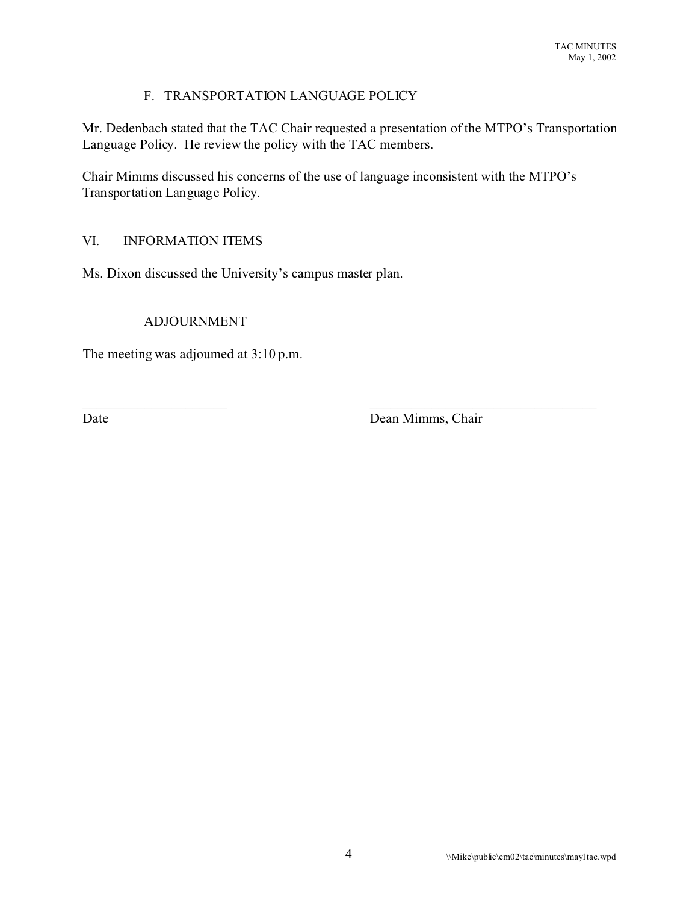### F. TRANSPORTATION LANGUAGE POLICY

Mr. Dedenbach stated that the TAC Chair requested a presentation of the MTPO's Transportation Language Policy. He review the policy with the TAC members.

Chair Mimms discussed his concerns of the use of language inconsistent with the MTPO's Transportation Language Policy.

## VI. INFORMATION ITEMS

Ms. Dixon discussed the University's campus master plan.

### ADJOURNMENT

The meeting was adjourned at 3:10 p.m.

\_\_\_\_\_\_\_\_\_\_\_\_\_\_\_\_\_\_\_\_\_\_ \_\_\_\_\_\_\_\_\_\_\_\_\_\_\_\_\_\_\_\_\_\_\_\_\_\_\_\_\_\_\_\_\_\_\_

Date Dean Mimms, Chair

\\Mike\public\em02\tac\minutes\may1tac.wpd